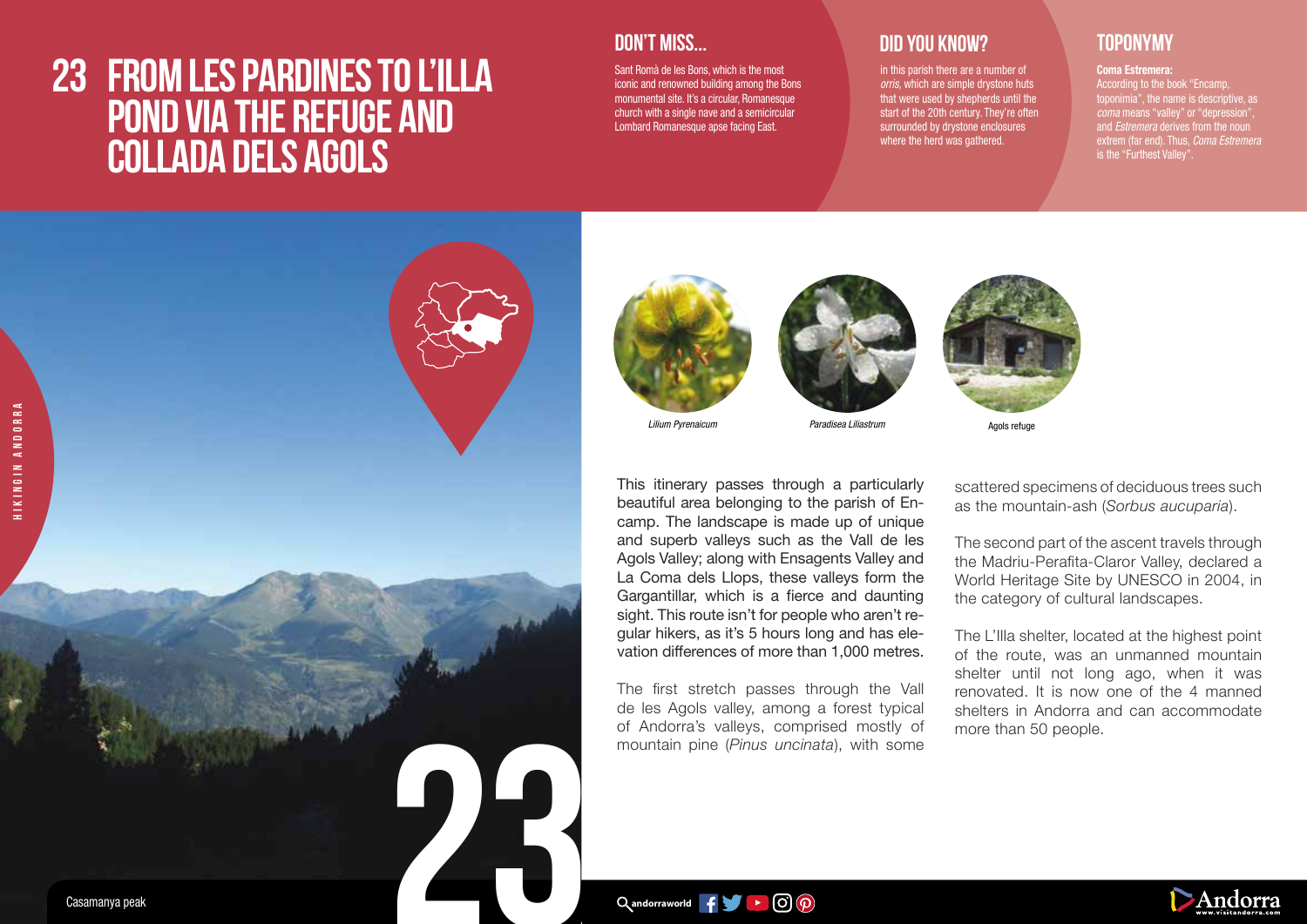# 23 FROM LES PARDINES TO L'ILLA POND VIA THE REFUGE AND COLLADA DELS AGOLS

## DON'T MISS...

Sant Romà de les Bons, which is the most iconic and renowned building among the Bons monumental site. It's a circular, Romanesque church with a single nave and a semicircular Lombard Romanesque apse facing East.

## DID YOU KNOW?

in this parish there are a number of *orris*, which are simple drystone huts that were used by shepherds until the start of the 20th century. They're often surrounded by drystone enclosures where the herd was gathered.

## TOPONYMY

**Coma Estremera:**
According to the book "Encamp, toponímia", the name is descriptive, as *coma* means "valley" or "depression", and *Estremera* derives from the noun extrem (far end). Thus, *Coma Estremera* is the "Furthest Valley".

*Lilium Pyrenaicum*

*Paradisea Liliastrum*

Agols refuge

This itinerary passes through a particularly beautiful area belonging to the parish of Encamp. The landscape is made up of unique and superb valleys such as the Vall de les Agols Valley; along with Ensagents Valley and La Coma dels Llops, these valleys form the Gargantillar, which is a fierce and daunting sight. This route isn't for people who aren't regular hikers, as it's 5 hours long and has elevation differences of more than 1,000 metres.

The first stretch passes through the Vall de les Agols valley, among a forest typical of Andorra's valleys, comprised mostly of mountain pine (*Pinus uncinata*), with some scattered specimens of deciduous trees such as the mountain-ash (*Sorbus aucuparia*).

The second part of the ascent travels through the Madriu-Perafita-Claror Valley, declared a World Heritage Site by UNESCO in 2004, in the category of cultural landscapes.

The L'Illa shelter, located at the highest point of the route, was an unmanned mountain shelter until not long ago, when it was renovated. It is now one of the 4 manned shelters in Andorra and can accommodate more than 50 people.

Casamanya peak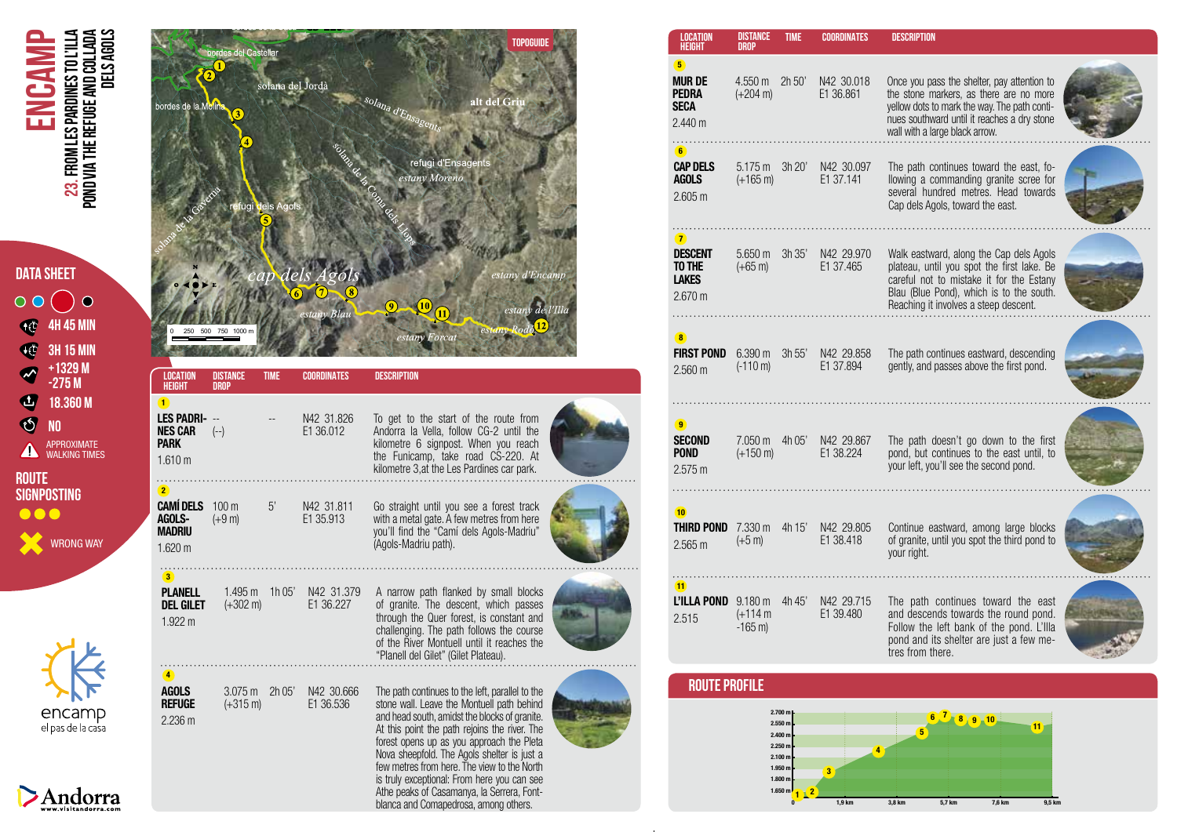# ENCAMP

## 23. FROM LES PARDINES TO L'ILLA POND VIA THE REFUGE AND COLLADA DELS AGOLS

### DATA SHEET

- 4H 45 MIN
- 3H 15 MIN
- +1329 M
- -275 M
- 18.360 M
- NO
- APPROXIMATE WALKING TIMES

### ROUTE SIGNPOSTING

WRONG WAY

TOPOGUIDE

bordes del Castellar
solana del Jordà
bordes de la Molina
solana d'Ensagents
alt del Griu
refugi d'Ensagents
estany Moreno
solana de la Coma dels Llops
solana de la Gaverna
refugi dels Agols
cap dels Agols
estany d'Encamp
estany Blau
estany de l'Illa
estany Forcat
estany Rodó

0 250 500 750 1000 m

| LOCATION HEIGHT | DISTANCE DROP | TIME | COORDINATES | DESCRIPTION |
|---|---|---|---|---|
| 1 **LES PADRINES CAR PARK** 1.610 m | -- (--) | -- | N42 31.826 E1 36.012 | To get to the start of the route from Andorra la Vella, follow CG-2 until the kilometre 6 signpost. When you reach the Funicamp, take road CS-220. At kilometre 3,at the Les Pardines car park. |
| 2 **CAMÍ DELS AGOLS-MADRIU** 1.620 m | 100 m (+9 m) | 5' | N42 31.811 E1 35.913 | Go straight until you see a forest track with a metal gate. A few metres from here you'll find the "Camí dels Agols-Madriu" (Agols-Madriu path). |
| 3 **PLANELL DEL GILET** 1.922 m | 1.495 m (+302 m) | 1h 05' | N42 31.379 E1 36.227 | A narrow path flanked by small blocks of granite. The descent, which passes through the Quer forest, is constant and challenging. The path follows the course of the River Montuell until it reaches the "Planell del Gilet" (Gilet Plateau). |
| 4 **AGOLS REFUGE** 2.236 m | 3.075 m (+315 m) | 2h 05' | N42 30.666 E1 36.536 | The path continues to the left, parallel to the stone wall. Leave the Montuell path behind and head south, amidst the blocks of granite. At this point the path rejoins the river. The forest opens up as you approach the Pleta Nova sheepfold. The Agols shelter is just a few metres from here. The view to the North is truly exceptional: From here you can see Athe peaks of Casamanya, la Serrera, Font-blanca and Comapedrosa, among others. |
| 5 **MUR DE PEDRA SECA** 2.440 m | 4.550 m (+204 m) | 2h 50' | N42 30.018 E1 36.861 | Once you pass the shelter, pay attention to the stone markers, as there are no more yellow dots to mark the way. The path continues southward until it reaches a dry stone wall with a large black arrow. |
| 6 **CAP DELS AGOLS** 2.605 m | 5.175 m (+165 m) | 3h 20' | N42 30.097 E1 37.141 | The path continues toward the east, following a commanding granite scree for several hundred metres. Head towards Cap dels Agols, toward the east. |
| 7 **DESCENT TO THE LAKES** 2.670 m | 5.650 m (+65 m) | 3h 35' | N42 29.970 E1 37.465 | Walk eastward, along the Cap dels Agols plateau, until you spot the first lake. Be careful not to mistake it for the Estany Blau (Blue Pond), which is to the south. Reaching it involves a steep descent. |
| 8 **FIRST POND** 2.560 m | 6.390 m (-110 m) | 3h 55' | N42 29.858 E1 37.894 | The path continues eastward, descending gently, and passes above the first pond. |
| 9 **SECOND POND** 2.575 m | 7.050 m (+150 m) | 4h 05' | N42 29.867 E1 38.224 | The path doesn't go down to the first pond, but continues to the east until, to your left, you'll see the second pond. |
| 10 **THIRD POND** 2.565 m | 7.330 m (+5 m) | 4h 15' | N42 29.805 E1 38.418 | Continue eastward, among large blocks of granite, until you spot the third pond to your right. |
| 11 **L'ILLA POND** 2.515 | 9.180 m (+114 m -165 m) | 4h 45' | N42 29.715 E1 39.480 | The path continues toward the east and descends towards the round pond. Follow the left bank of the pond. L'Illa pond and its shelter are just a few metres from there. |

## ROUTE PROFILE

2.700 m
2.550 m
2.400 m
2.250 m
2.100 m
1.950 m
1.800 m
1.650 m
0
1,9 km
3,8 km
5,7 km
7,6 km
9,5 km

encamp
el pas de la casa

Andorra
www.visitandorra.com